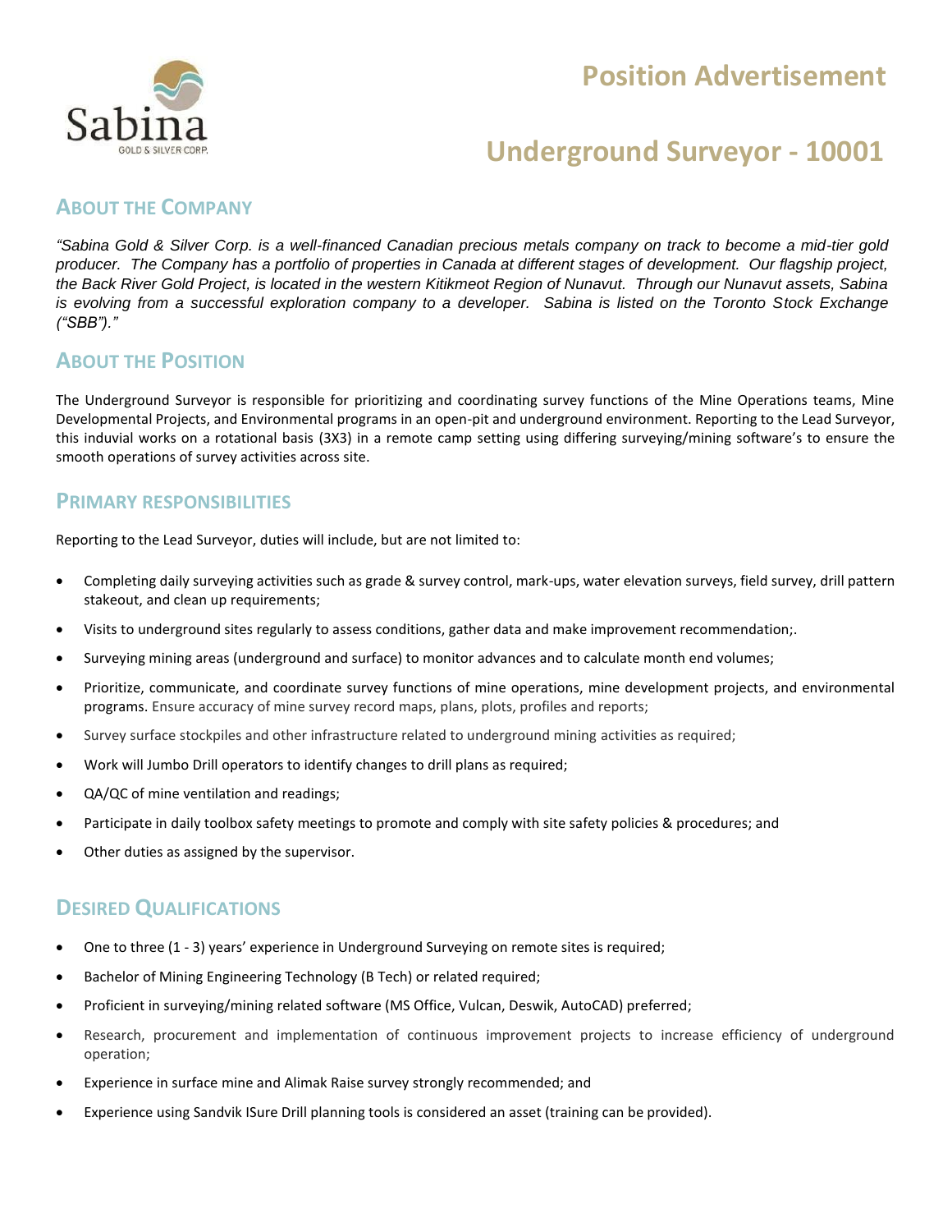Sabina
GOLD & SILVER CORP.

# Position Advertisement

# Underground Surveyor - 10001

## About the Company

*"Sabina Gold & Silver Corp. is a well-financed Canadian precious metals company on track to become a mid-tier gold producer. The Company has a portfolio of properties in Canada at different stages of development. Our flagship project, the Back River Gold Project, is located in the western Kitikmeot Region of Nunavut. Through our Nunavut assets, Sabina is evolving from a successful exploration company to a developer. Sabina is listed on the Toronto Stock Exchange ("SBB")."*

## About the Position

The Underground Surveyor is responsible for prioritizing and coordinating survey functions of the Mine Operations teams, Mine Developmental Projects, and Environmental programs in an open-pit and underground environment. Reporting to the Lead Surveyor, this induvial works on a rotational basis (3X3) in a remote camp setting using differing surveying/mining software's to ensure the smooth operations of survey activities across site.

## Primary Responsibilities

Reporting to the Lead Surveyor, duties will include, but are not limited to:

- Completing daily surveying activities such as grade & survey control, mark-ups, water elevation surveys, field survey, drill pattern stakeout, and clean up requirements;
- Visits to underground sites regularly to assess conditions, gather data and make improvement recommendation;.
- Surveying mining areas (underground and surface) to monitor advances and to calculate month end volumes;
- Prioritize, communicate, and coordinate survey functions of mine operations, mine development projects, and environmental programs. Ensure accuracy of mine survey record maps, plans, plots, profiles and reports;
- Survey surface stockpiles and other infrastructure related to underground mining activities as required;
- Work will Jumbo Drill operators to identify changes to drill plans as required;
- QA/QC of mine ventilation and readings;
- Participate in daily toolbox safety meetings to promote and comply with site safety policies & procedures; and
- Other duties as assigned by the supervisor.

## Desired Qualifications

- One to three (1 - 3) years' experience in Underground Surveying on remote sites is required;
- Bachelor of Mining Engineering Technology (B Tech) or related required;
- Proficient in surveying/mining related software (MS Office, Vulcan, Deswik, AutoCAD) preferred;
- Research, procurement and implementation of continuous improvement projects to increase efficiency of underground operation;
- Experience in surface mine and Alimak Raise survey strongly recommended; and
- Experience using Sandvik ISure Drill planning tools is considered an asset (training can be provided).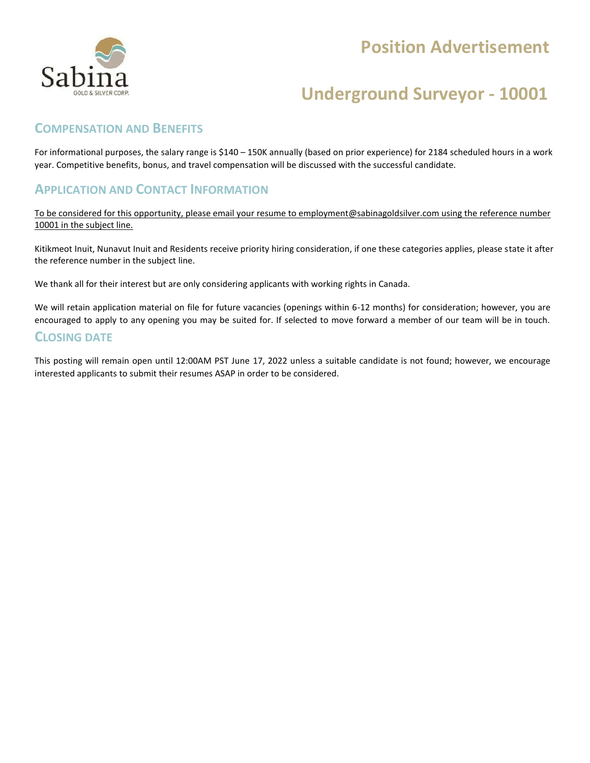# Position Advertisement

# Underground Surveyor - 10001

## Compensation and Benefits

For informational purposes, the salary range is $140 – 150K annually (based on prior experience) for 2184 scheduled hours in a work year. Competitive benefits, bonus, and travel compensation will be discussed with the successful candidate.

## Application and Contact Information

To be considered for this opportunity, please email your resume to employment@sabinagoldsilver.com using the reference number 10001 in the subject line.

Kitikmeot Inuit, Nunavut Inuit and Residents receive priority hiring consideration, if one these categories applies, please state it after the reference number in the subject line.

We thank all for their interest but are only considering applicants with working rights in Canada.

We will retain application material on file for future vacancies (openings within 6-12 months) for consideration; however, you are encouraged to apply to any opening you may be suited for. If selected to move forward a member of our team will be in touch.

## Closing Date

This posting will remain open until 12:00AM PST June 17, 2022 unless a suitable candidate is not found; however, we encourage interested applicants to submit their resumes ASAP in order to be considered.